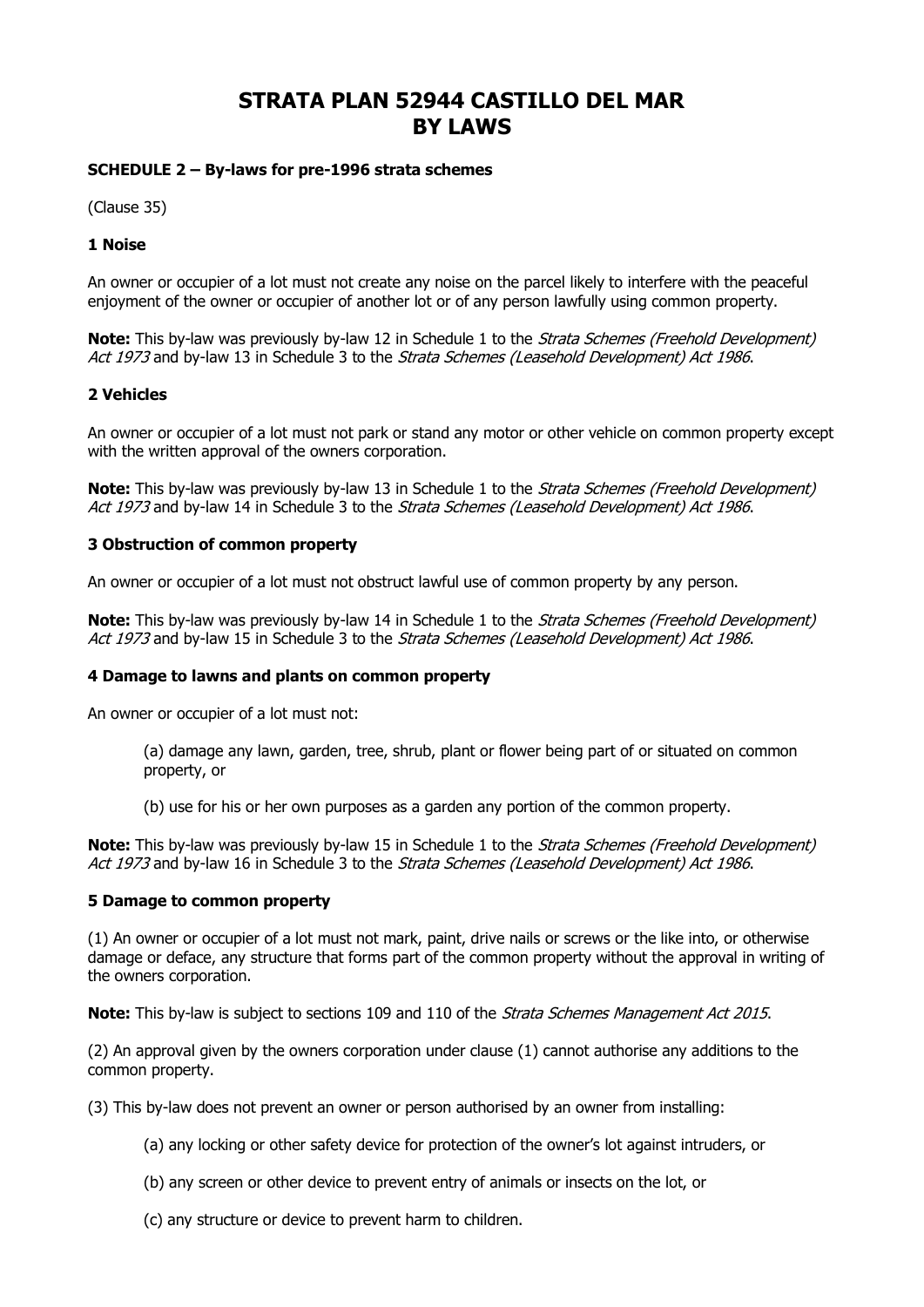# STRATA PLAN 52944 CASTILLO DEL MAR BY LAWS

**SCHEDULE 2 – By-laws for pre-1996 strata schemes**

(Clause 35)

### 1 Noise

An owner or occupier of a lot must not create any noise on the parcel likely to interfere with the peaceful enjoyment of the owner or occupier of another lot or of any person lawfully using common property.

**Note:** This by-law was previously by-law 12 in Schedule 1 to the *Strata Schemes (Freehold Development) Act 1973* and by-law 13 in Schedule 3 to the *Strata Schemes (Leasehold Development) Act 1986*.

### 2 Vehicles

An owner or occupier of a lot must not park or stand any motor or other vehicle on common property except with the written approval of the owners corporation.

**Note:** This by-law was previously by-law 13 in Schedule 1 to the *Strata Schemes (Freehold Development) Act 1973* and by-law 14 in Schedule 3 to the *Strata Schemes (Leasehold Development) Act 1986*.

### 3 Obstruction of common property

An owner or occupier of a lot must not obstruct lawful use of common property by any person.

**Note:** This by-law was previously by-law 14 in Schedule 1 to the *Strata Schemes (Freehold Development) Act 1973* and by-law 15 in Schedule 3 to the *Strata Schemes (Leasehold Development) Act 1986*.

### 4 Damage to lawns and plants on common property

An owner or occupier of a lot must not:

(a) damage any lawn, garden, tree, shrub, plant or flower being part of or situated on common property, or

(b) use for his or her own purposes as a garden any portion of the common property.

**Note:** This by-law was previously by-law 15 in Schedule 1 to the *Strata Schemes (Freehold Development) Act 1973* and by-law 16 in Schedule 3 to the *Strata Schemes (Leasehold Development) Act 1986*.

### 5 Damage to common property

(1) An owner or occupier of a lot must not mark, paint, drive nails or screws or the like into, or otherwise damage or deface, any structure that forms part of the common property without the approval in writing of the owners corporation.

**Note:** This by-law is subject to sections 109 and 110 of the *Strata Schemes Management Act 2015*.

(2) An approval given by the owners corporation under clause (1) cannot authorise any additions to the common property.

(3) This by-law does not prevent an owner or person authorised by an owner from installing:

(a) any locking or other safety device for protection of the owner's lot against intruders, or

(b) any screen or other device to prevent entry of animals or insects on the lot, or

(c) any structure or device to prevent harm to children.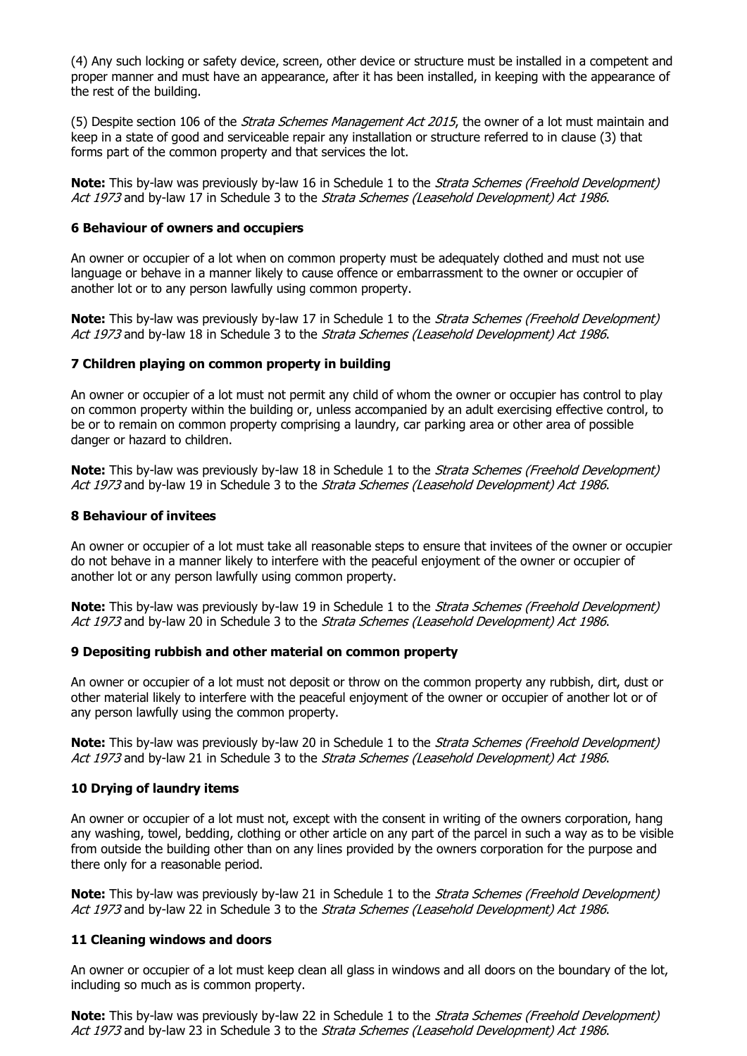(4) Any such locking or safety device, screen, other device or structure must be installed in a competent and proper manner and must have an appearance, after it has been installed, in keeping with the appearance of the rest of the building.

(5) Despite section 106 of the *Strata Schemes Management Act 2015*, the owner of a lot must maintain and keep in a state of good and serviceable repair any installation or structure referred to in clause (3) that forms part of the common property and that services the lot.

**Note:** This by-law was previously by-law 16 in Schedule 1 to the *Strata Schemes (Freehold Development) Act 1973* and by-law 17 in Schedule 3 to the *Strata Schemes (Leasehold Development) Act 1986*.

### 6 Behaviour of owners and occupiers

An owner or occupier of a lot when on common property must be adequately clothed and must not use language or behave in a manner likely to cause offence or embarrassment to the owner or occupier of another lot or to any person lawfully using common property.

**Note:** This by-law was previously by-law 17 in Schedule 1 to the *Strata Schemes (Freehold Development) Act 1973* and by-law 18 in Schedule 3 to the *Strata Schemes (Leasehold Development) Act 1986*.

### 7 Children playing on common property in building

An owner or occupier of a lot must not permit any child of whom the owner or occupier has control to play on common property within the building or, unless accompanied by an adult exercising effective control, to be or to remain on common property comprising a laundry, car parking area or other area of possible danger or hazard to children.

**Note:** This by-law was previously by-law 18 in Schedule 1 to the *Strata Schemes (Freehold Development) Act 1973* and by-law 19 in Schedule 3 to the *Strata Schemes (Leasehold Development) Act 1986*.

### 8 Behaviour of invitees

An owner or occupier of a lot must take all reasonable steps to ensure that invitees of the owner or occupier do not behave in a manner likely to interfere with the peaceful enjoyment of the owner or occupier of another lot or any person lawfully using common property.

**Note:** This by-law was previously by-law 19 in Schedule 1 to the *Strata Schemes (Freehold Development) Act 1973* and by-law 20 in Schedule 3 to the *Strata Schemes (Leasehold Development) Act 1986*.

### 9 Depositing rubbish and other material on common property

An owner or occupier of a lot must not deposit or throw on the common property any rubbish, dirt, dust or other material likely to interfere with the peaceful enjoyment of the owner or occupier of another lot or of any person lawfully using the common property.

**Note:** This by-law was previously by-law 20 in Schedule 1 to the *Strata Schemes (Freehold Development) Act 1973* and by-law 21 in Schedule 3 to the *Strata Schemes (Leasehold Development) Act 1986*.

### 10 Drying of laundry items

An owner or occupier of a lot must not, except with the consent in writing of the owners corporation, hang any washing, towel, bedding, clothing or other article on any part of the parcel in such a way as to be visible from outside the building other than on any lines provided by the owners corporation for the purpose and there only for a reasonable period.

**Note:** This by-law was previously by-law 21 in Schedule 1 to the *Strata Schemes (Freehold Development) Act 1973* and by-law 22 in Schedule 3 to the *Strata Schemes (Leasehold Development) Act 1986*.

### 11 Cleaning windows and doors

An owner or occupier of a lot must keep clean all glass in windows and all doors on the boundary of the lot, including so much as is common property.

**Note:** This by-law was previously by-law 22 in Schedule 1 to the *Strata Schemes (Freehold Development) Act 1973* and by-law 23 in Schedule 3 to the *Strata Schemes (Leasehold Development) Act 1986*.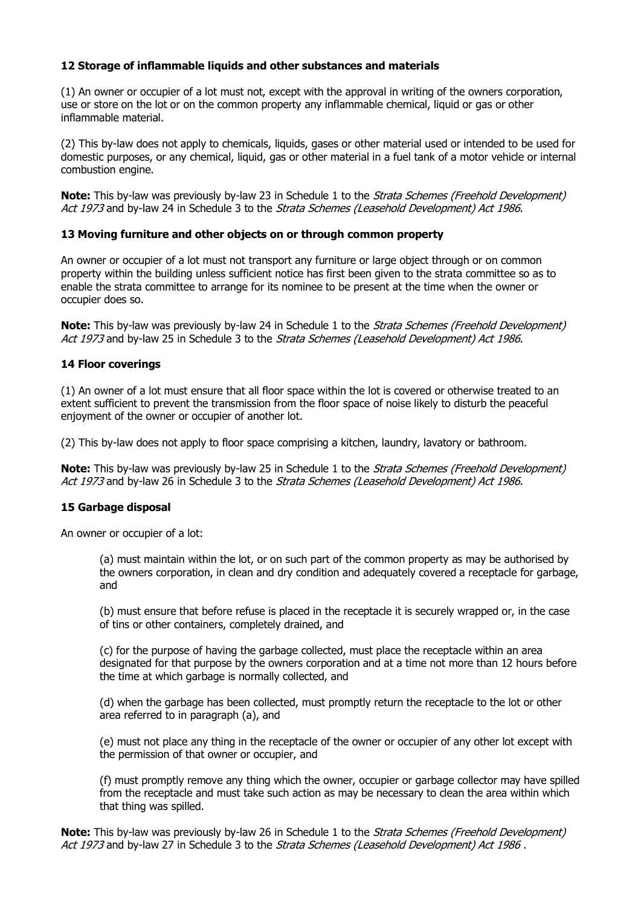### 12 Storage of inflammable liquids and other substances and materials

(1) An owner or occupier of a lot must not, except with the approval in writing of the owners corporation, use or store on the lot or on the common property any inflammable chemical, liquid or gas or other inflammable material.

(2) This by-law does not apply to chemicals, liquids, gases or other material used or intended to be used for domestic purposes, or any chemical, liquid, gas or other material in a fuel tank of a motor vehicle or internal combustion engine.

**Note:** This by-law was previously by-law 23 in Schedule 1 to the *Strata Schemes (Freehold Development) Act 1973* and by-law 24 in Schedule 3 to the *Strata Schemes (Leasehold Development) Act 1986*.

### 13 Moving furniture and other objects on or through common property

An owner or occupier of a lot must not transport any furniture or large object through or on common property within the building unless sufficient notice has first been given to the strata committee so as to enable the strata committee to arrange for its nominee to be present at the time when the owner or occupier does so.

**Note:** This by-law was previously by-law 24 in Schedule 1 to the *Strata Schemes (Freehold Development) Act 1973* and by-law 25 in Schedule 3 to the *Strata Schemes (Leasehold Development) Act 1986*.

### 14 Floor coverings

(1) An owner of a lot must ensure that all floor space within the lot is covered or otherwise treated to an extent sufficient to prevent the transmission from the floor space of noise likely to disturb the peaceful enjoyment of the owner or occupier of another lot.

(2) This by-law does not apply to floor space comprising a kitchen, laundry, lavatory or bathroom.

**Note:** This by-law was previously by-law 25 in Schedule 1 to the *Strata Schemes (Freehold Development) Act 1973* and by-law 26 in Schedule 3 to the *Strata Schemes (Leasehold Development) Act 1986*.

### 15 Garbage disposal

An owner or occupier of a lot:

(a) must maintain within the lot, or on such part of the common property as may be authorised by the owners corporation, in clean and dry condition and adequately covered a receptacle for garbage, and

(b) must ensure that before refuse is placed in the receptacle it is securely wrapped or, in the case of tins or other containers, completely drained, and

(c) for the purpose of having the garbage collected, must place the receptacle within an area designated for that purpose by the owners corporation and at a time not more than 12 hours before the time at which garbage is normally collected, and

(d) when the garbage has been collected, must promptly return the receptacle to the lot or other area referred to in paragraph (a), and

(e) must not place any thing in the receptacle of the owner or occupier of any other lot except with the permission of that owner or occupier, and

(f) must promptly remove any thing which the owner, occupier or garbage collector may have spilled from the receptacle and must take such action as may be necessary to clean the area within which that thing was spilled.

**Note:** This by-law was previously by-law 26 in Schedule 1 to the *Strata Schemes (Freehold Development) Act 1973* and by-law 27 in Schedule 3 to the *Strata Schemes (Leasehold Development) Act 1986* .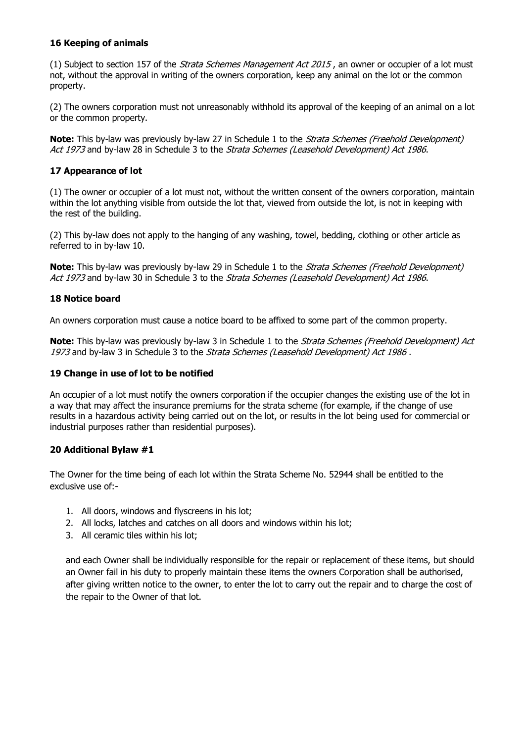### 16 Keeping of animals

(1) Subject to section 157 of the *Strata Schemes Management Act 2015* , an owner or occupier of a lot must not, without the approval in writing of the owners corporation, keep any animal on the lot or the common property.

(2) The owners corporation must not unreasonably withhold its approval of the keeping of an animal on a lot or the common property.

**Note:** This by-law was previously by-law 27 in Schedule 1 to the *Strata Schemes (Freehold Development) Act 1973* and by-law 28 in Schedule 3 to the *Strata Schemes (Leasehold Development) Act 1986*.

### 17 Appearance of lot

(1) The owner or occupier of a lot must not, without the written consent of the owners corporation, maintain within the lot anything visible from outside the lot that, viewed from outside the lot, is not in keeping with the rest of the building.

(2) This by-law does not apply to the hanging of any washing, towel, bedding, clothing or other article as referred to in by-law 10.

**Note:** This by-law was previously by-law 29 in Schedule 1 to the *Strata Schemes (Freehold Development) Act 1973* and by-law 30 in Schedule 3 to the *Strata Schemes (Leasehold Development) Act 1986*.

### 18 Notice board

An owners corporation must cause a notice board to be affixed to some part of the common property.

**Note:** This by-law was previously by-law 3 in Schedule 1 to the *Strata Schemes (Freehold Development) Act 1973* and by-law 3 in Schedule 3 to the *Strata Schemes (Leasehold Development) Act 1986* .

### 19 Change in use of lot to be notified

An occupier of a lot must notify the owners corporation if the occupier changes the existing use of the lot in a way that may affect the insurance premiums for the strata scheme (for example, if the change of use results in a hazardous activity being carried out on the lot, or results in the lot being used for commercial or industrial purposes rather than residential purposes).

### 20 Additional Bylaw #1

The Owner for the time being of each lot within the Strata Scheme No. 52944 shall be entitled to the exclusive use of:-

1. All doors, windows and flyscreens in his lot;
2. All locks, latches and catches on all doors and windows within his lot;
3. All ceramic tiles within his lot;

and each Owner shall be individually responsible for the repair or replacement of these items, but should an Owner fail in his duty to properly maintain these items the owners Corporation shall be authorised, after giving written notice to the owner, to enter the lot to carry out the repair and to charge the cost of the repair to the Owner of that lot.